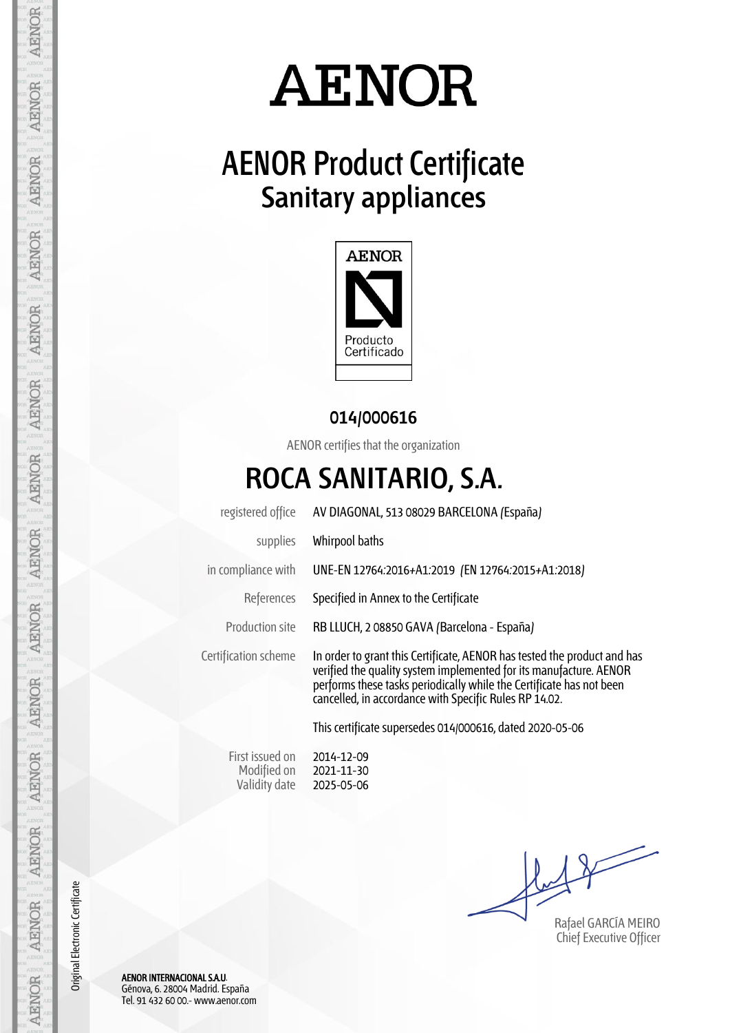# AENOR

## AENOR Product Certificate
## Sanitary appliances

AENOR

Producto Certificado

**014/000616**

AENOR certifies that the organization

# ROCA SANITARIO, S.A.

| | |
|---|---|
| registered office | AV DIAGONAL, 513 08029 BARCELONA (España) |
| supplies | Whirpool baths |
| in compliance with | UNE-EN 12764:2016+A1:2019 (EN 12764:2015+A1:2018) |
| References | Specified in Annex to the Certificate |
| Production site | RB LLUCH, 2 08850 GAVA (Barcelona - España) |
| Certification scheme | In order to grant this Certificate, AENOR has tested the product and has verified the quality system implemented for its manufacture. AENOR performs these tasks periodically while the Certificate has not been cancelled, in accordance with Specific Rules RP 14.02. |

This certificate supersedes 014/000616, dated 2020-05-06

| | |
|---|---|
| First issued on | 2014-12-09 |
| Modified on | 2021-11-30 |
| Validity date | 2025-05-06 |

Rafael GARCÍA MEIRO
Chief Executive Officer

Original Electronic Certificate

**AENOR INTERNACIONAL S.A.U.**
Génova, 6. 28004 Madrid. España
Tel. 91 432 60 00.- www.aenor.com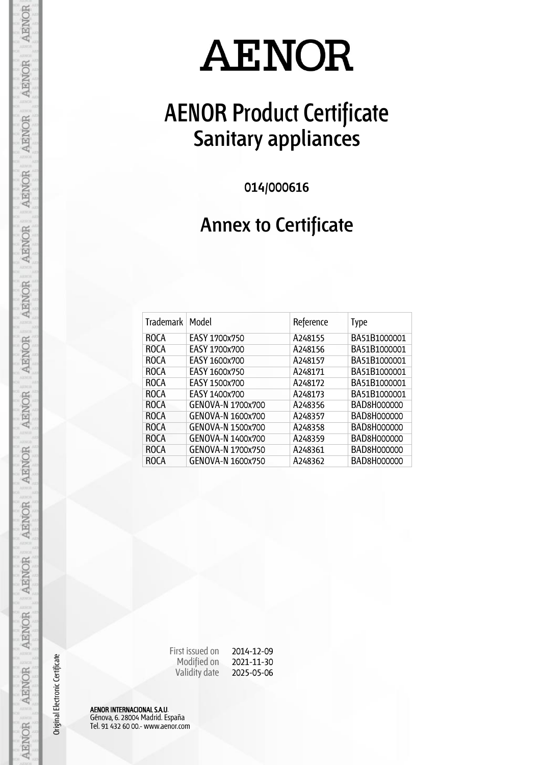# AENOR

## AENOR Product Certificate
## Sanitary appliances

014/000616

## Annex to Certificate

| Trademark | Model | Reference | Type |
|---|---|---|---|
| ROCA | EASY 1700x750 | A248155 | BA51B1000001 |
| ROCA | EASY 1700x700 | A248156 | BA51B1000001 |
| ROCA | EASY 1600x700 | A248157 | BA51B1000001 |
| ROCA | EASY 1600x750 | A248171 | BA51B1000001 |
| ROCA | EASY 1500x700 | A248172 | BA51B1000001 |
| ROCA | EASY 1400x700 | A248173 | BA51B1000001 |
| ROCA | GENOVA-N 1700x700 | A248356 | BAD8H000000 |
| ROCA | GENOVA-N 1600x700 | A248357 | BAD8H000000 |
| ROCA | GENOVA-N 1500x700 | A248358 | BAD8H000000 |
| ROCA | GENOVA-N 1400x700 | A248359 | BAD8H000000 |
| ROCA | GENOVA-N 1700x750 | A248361 | BAD8H000000 |
| ROCA | GENOVA-N 1600x750 | A248362 | BAD8H000000 |

First issued on 2014-12-09
Modified on 2021-11-30
Validity date 2025-05-06

Original Electronic Certificate

**AENOR INTERNACIONAL S.A.U.**
Génova, 6. 28004 Madrid. España
Tel. 91 432 60 00.- www.aenor.com